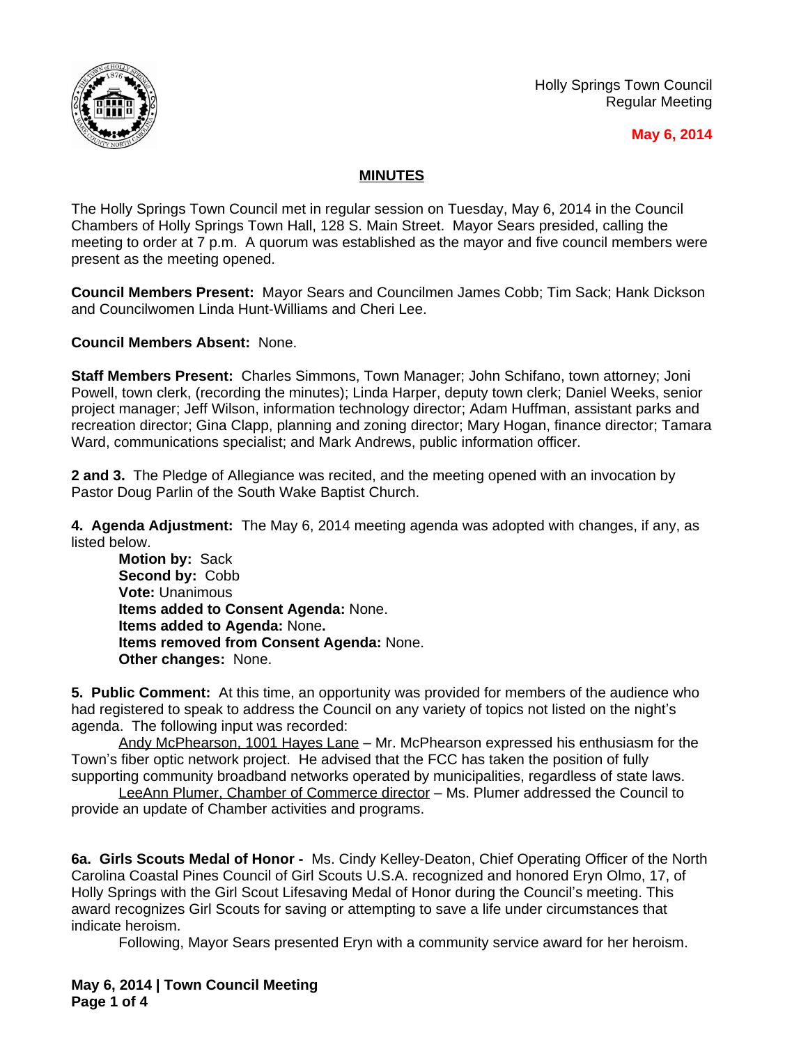Holly Springs Town Council
Regular Meeting

**May 6, 2014**

## MINUTES

The Holly Springs Town Council met in regular session on Tuesday, May 6, 2014 in the Council Chambers of Holly Springs Town Hall, 128 S. Main Street. Mayor Sears presided, calling the meeting to order at 7 p.m. A quorum was established as the mayor and five council members were present as the meeting opened.

**Council Members Present:** Mayor Sears and Councilmen James Cobb; Tim Sack; Hank Dickson and Councilwomen Linda Hunt-Williams and Cheri Lee.

**Council Members Absent:** None.

**Staff Members Present:** Charles Simmons, Town Manager; John Schifano, town attorney; Joni Powell, town clerk, (recording the minutes); Linda Harper, deputy town clerk; Daniel Weeks, senior project manager; Jeff Wilson, information technology director; Adam Huffman, assistant parks and recreation director; Gina Clapp, planning and zoning director; Mary Hogan, finance director; Tamara Ward, communications specialist; and Mark Andrews, public information officer.

**2 and 3.** The Pledge of Allegiance was recited, and the meeting opened with an invocation by Pastor Doug Parlin of the South Wake Baptist Church.

**4. Agenda Adjustment:** The May 6, 2014 meeting agenda was adopted with changes, if any, as listed below.

**Motion by:** Sack
**Second by:** Cobb
**Vote:** Unanimous
**Items added to Consent Agenda:** None.
**Items added to Agenda:** None**.**
**Items removed from Consent Agenda:** None.
**Other changes:** None.

**5. Public Comment:** At this time, an opportunity was provided for members of the audience who had registered to speak to address the Council on any variety of topics not listed on the night's agenda. The following input was recorded:

Andy McPhearson, 1001 Hayes Lane – Mr. McPhearson expressed his enthusiasm for the Town's fiber optic network project. He advised that the FCC has taken the position of fully supporting community broadband networks operated by municipalities, regardless of state laws.

LeeAnn Plumer, Chamber of Commerce director – Ms. Plumer addressed the Council to provide an update of Chamber activities and programs.

**6a. Girls Scouts Medal of Honor -** Ms. Cindy Kelley-Deaton, Chief Operating Officer of the North Carolina Coastal Pines Council of Girl Scouts U.S.A. recognized and honored Eryn Olmo, 17, of Holly Springs with the Girl Scout Lifesaving Medal of Honor during the Council's meeting. This award recognizes Girl Scouts for saving or attempting to save a life under circumstances that indicate heroism.

Following, Mayor Sears presented Eryn with a community service award for her heroism.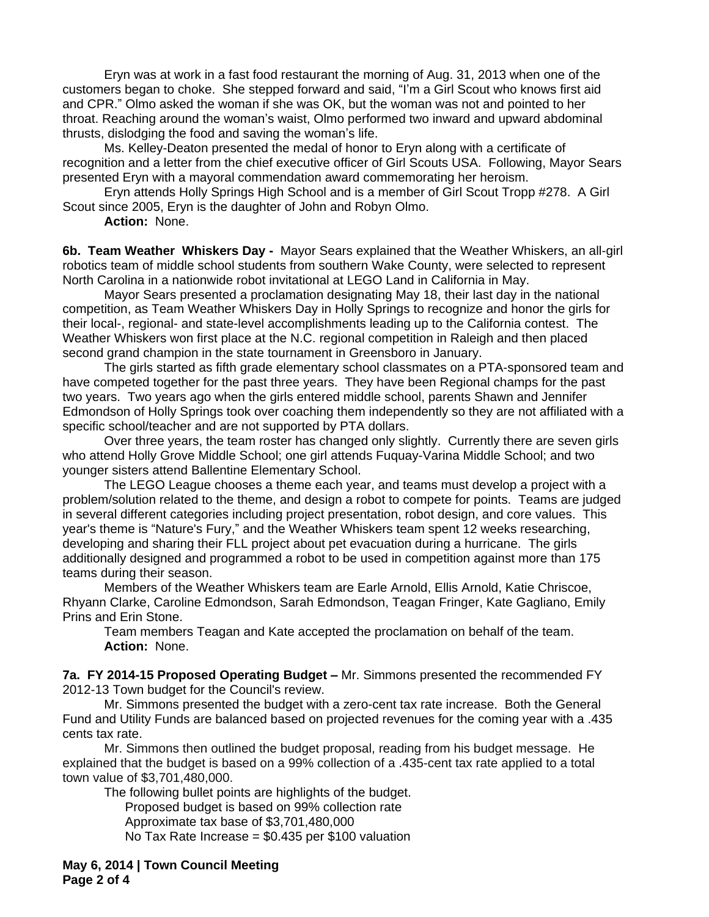Eryn was at work in a fast food restaurant the morning of Aug. 31, 2013 when one of the customers began to choke. She stepped forward and said, "I'm a Girl Scout who knows first aid and CPR." Olmo asked the woman if she was OK, but the woman was not and pointed to her throat. Reaching around the woman's waist, Olmo performed two inward and upward abdominal thrusts, dislodging the food and saving the woman's life.

Ms. Kelley-Deaton presented the medal of honor to Eryn along with a certificate of recognition and a letter from the chief executive officer of Girl Scouts USA. Following, Mayor Sears presented Eryn with a mayoral commendation award commemorating her heroism.

Eryn attends Holly Springs High School and is a member of Girl Scout Tropp #278. A Girl Scout since 2005, Eryn is the daughter of John and Robyn Olmo.

**Action:** None.

**6b. Team Weather Whiskers Day -** Mayor Sears explained that the Weather Whiskers, an all-girl robotics team of middle school students from southern Wake County, were selected to represent North Carolina in a nationwide robot invitational at LEGO Land in California in May.

Mayor Sears presented a proclamation designating May 18, their last day in the national competition, as Team Weather Whiskers Day in Holly Springs to recognize and honor the girls for their local-, regional- and state-level accomplishments leading up to the California contest. The Weather Whiskers won first place at the N.C. regional competition in Raleigh and then placed second grand champion in the state tournament in Greensboro in January.

The girls started as fifth grade elementary school classmates on a PTA-sponsored team and have competed together for the past three years. They have been Regional champs for the past two years. Two years ago when the girls entered middle school, parents Shawn and Jennifer Edmondson of Holly Springs took over coaching them independently so they are not affiliated with a specific school/teacher and are not supported by PTA dollars.

Over three years, the team roster has changed only slightly. Currently there are seven girls who attend Holly Grove Middle School; one girl attends Fuquay-Varina Middle School; and two younger sisters attend Ballentine Elementary School.

The LEGO League chooses a theme each year, and teams must develop a project with a problem/solution related to the theme, and design a robot to compete for points. Teams are judged in several different categories including project presentation, robot design, and core values. This year's theme is "Nature's Fury," and the Weather Whiskers team spent 12 weeks researching, developing and sharing their FLL project about pet evacuation during a hurricane. The girls additionally designed and programmed a robot to be used in competition against more than 175 teams during their season.

Members of the Weather Whiskers team are Earle Arnold, Ellis Arnold, Katie Chriscoe, Rhyann Clarke, Caroline Edmondson, Sarah Edmondson, Teagan Fringer, Kate Gagliano, Emily Prins and Erin Stone.

Team members Teagan and Kate accepted the proclamation on behalf of the team.

**Action:** None.

**7a. FY 2014-15 Proposed Operating Budget –** Mr. Simmons presented the recommended FY 2012-13 Town budget for the Council's review.

Mr. Simmons presented the budget with a zero-cent tax rate increase. Both the General Fund and Utility Funds are balanced based on projected revenues for the coming year with a .435 cents tax rate.

Mr. Simmons then outlined the budget proposal, reading from his budget message. He explained that the budget is based on a 99% collection of a .435-cent tax rate applied to a total town value of $3,701,480,000.

The following bullet points are highlights of the budget.

- Proposed budget is based on 99% collection rate
- Approximate tax base of $3,701,480,000
- No Tax Rate Increase = $0.435 per $100 valuation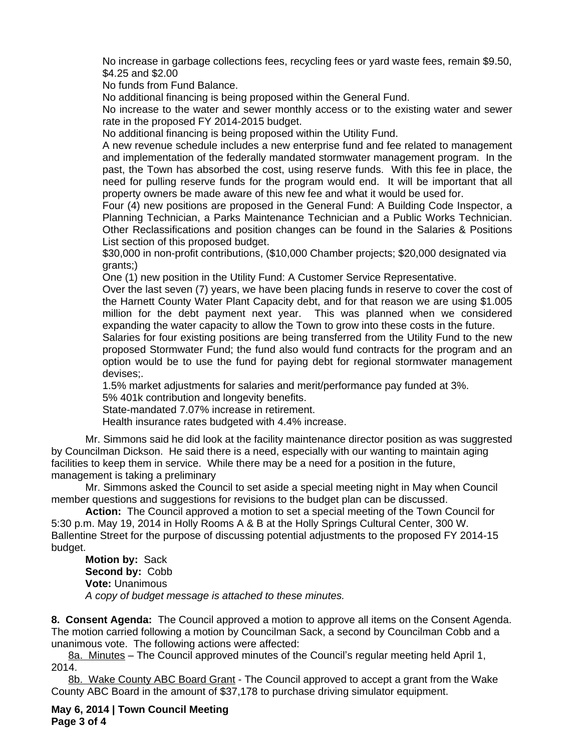No increase in garbage collections fees, recycling fees or yard waste fees, remain $9.50, $4.25 and $2.00

No funds from Fund Balance.

No additional financing is being proposed within the General Fund.

No increase to the water and sewer monthly access or to the existing water and sewer rate in the proposed FY 2014-2015 budget.

No additional financing is being proposed within the Utility Fund.

A new revenue schedule includes a new enterprise fund and fee related to management and implementation of the federally mandated stormwater management program. In the past, the Town has absorbed the cost, using reserve funds. With this fee in place, the need for pulling reserve funds for the program would end. It will be important that all property owners be made aware of this new fee and what it would be used for.

Four (4) new positions are proposed in the General Fund: A Building Code Inspector, a Planning Technician, a Parks Maintenance Technician and a Public Works Technician. Other Reclassifications and position changes can be found in the Salaries & Positions List section of this proposed budget.

$30,000 in non-profit contributions, ($10,000 Chamber projects; $20,000 designated via grants;)

One (1) new position in the Utility Fund: A Customer Service Representative.

Over the last seven (7) years, we have been placing funds in reserve to cover the cost of the Harnett County Water Plant Capacity debt, and for that reason we are using $1.005 million for the debt payment next year. This was planned when we considered expanding the water capacity to allow the Town to grow into these costs in the future.

Salaries for four existing positions are being transferred from the Utility Fund to the new proposed Stormwater Fund; the fund also would fund contracts for the program and an option would be to use the fund for paying debt for regional stormwater management devises;.

1.5% market adjustments for salaries and merit/performance pay funded at 3%.

5% 401k contribution and longevity benefits.

State-mandated 7.07% increase in retirement.

Health insurance rates budgeted with 4.4% increase.

Mr. Simmons said he did look at the facility maintenance director position as was suggested by Councilman Dickson. He said there is a need, especially with our wanting to maintain aging facilities to keep them in service. While there may be a need for a position in the future, management is taking a preliminary

Mr. Simmons asked the Council to set aside a special meeting night in May when Council member questions and suggestions for revisions to the budget plan can be discussed.

**Action:** The Council approved a motion to set a special meeting of the Town Council for 5:30 p.m. May 19, 2014 in Holly Rooms A & B at the Holly Springs Cultural Center, 300 W. Ballentine Street for the purpose of discussing potential adjustments to the proposed FY 2014-15 budget.

**Motion by:** Sack
**Second by:** Cobb
**Vote:** Unanimous
*A copy of budget message is attached to these minutes.*

**8. Consent Agenda:** The Council approved a motion to approve all items on the Consent Agenda. The motion carried following a motion by Councilman Sack, a second by Councilman Cobb and a unanimous vote. The following actions were affected:

8a. Minutes – The Council approved minutes of the Council's regular meeting held April 1, 2014.

8b. Wake County ABC Board Grant - The Council approved to accept a grant from the Wake County ABC Board in the amount of $37,178 to purchase driving simulator equipment.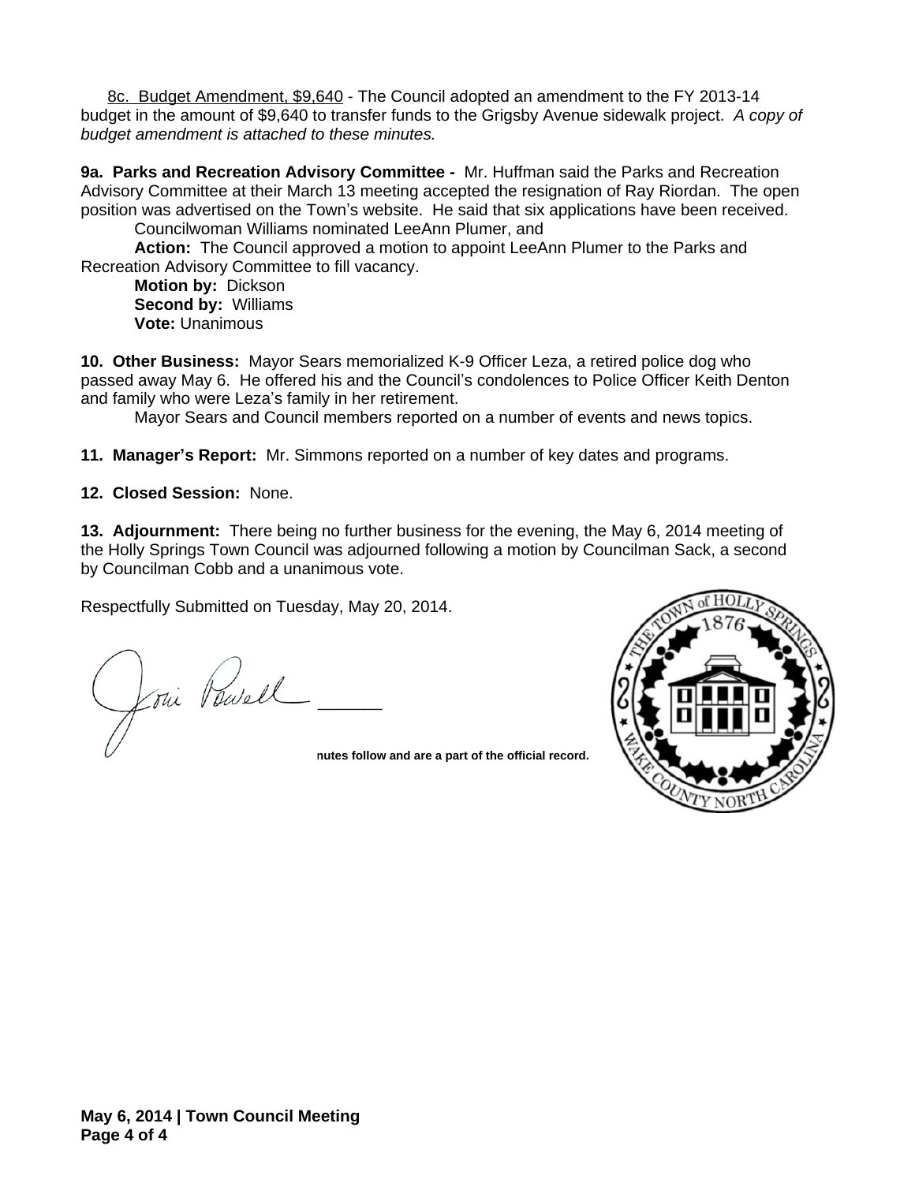8c. Budget Amendment, $9,640 - The Council adopted an amendment to the FY 2013-14 budget in the amount of $9,640 to transfer funds to the Grigsby Avenue sidewalk project. *A copy of budget amendment is attached to these minutes.*

**9a. Parks and Recreation Advisory Committee -** Mr. Huffman said the Parks and Recreation Advisory Committee at their March 13 meeting accepted the resignation of Ray Riordan. The open position was advertised on the Town's website. He said that six applications have been received.

Councilwoman Williams nominated LeeAnn Plumer, and

**Action:** The Council approved a motion to appoint LeeAnn Plumer to the Parks and Recreation Advisory Committee to fill vacancy.

**Motion by:** Dickson
**Second by:** Williams
**Vote:** Unanimous

**10. Other Business:** Mayor Sears memorialized K-9 Officer Leza, a retired police dog who passed away May 6. He offered his and the Council's condolences to Police Officer Keith Denton and family who were Leza's family in her retirement.

Mayor Sears and Council members reported on a number of events and news topics.

**11. Manager's Report:** Mr. Simmons reported on a number of key dates and programs.

**12. Closed Session:** None.

**13. Adjournment:** There being no further business for the evening, the May 6, 2014 meeting of the Holly Springs Town Council was adjourned following a motion by Councilman Sack, a second by Councilman Cobb and a unanimous vote.

Respectfully Submitted on Tuesday, May 20, 2014.

Joni Powell ______

**nutes follow and are a part of the official record.**

THE TOWN of HOLLY SPRINGS 1876 WAKE COUNTY NORTH CAROLINA